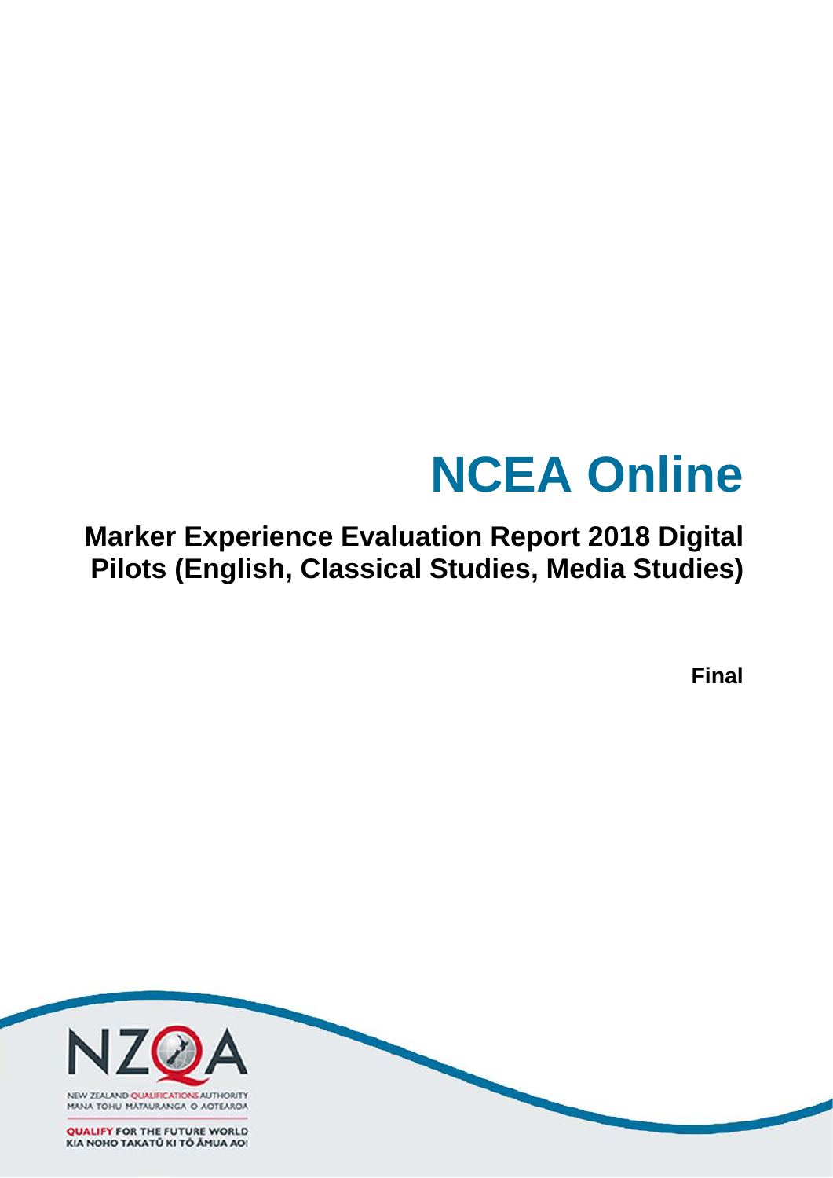# NCEA Online

## Marker Experience Evaluation Report 2018 Digital Pilots (English, Classical Studies, Media Studies)

**Final**

NEW ZEALAND QUALIFICATIONS AUTHORITY
MANA TOHU MĀTAURANGA O AOTEAROA

QUALIFY FOR THE FUTURE WORLD
KIA NOHO TAKATŪ KI TŌ ĀMUA AO!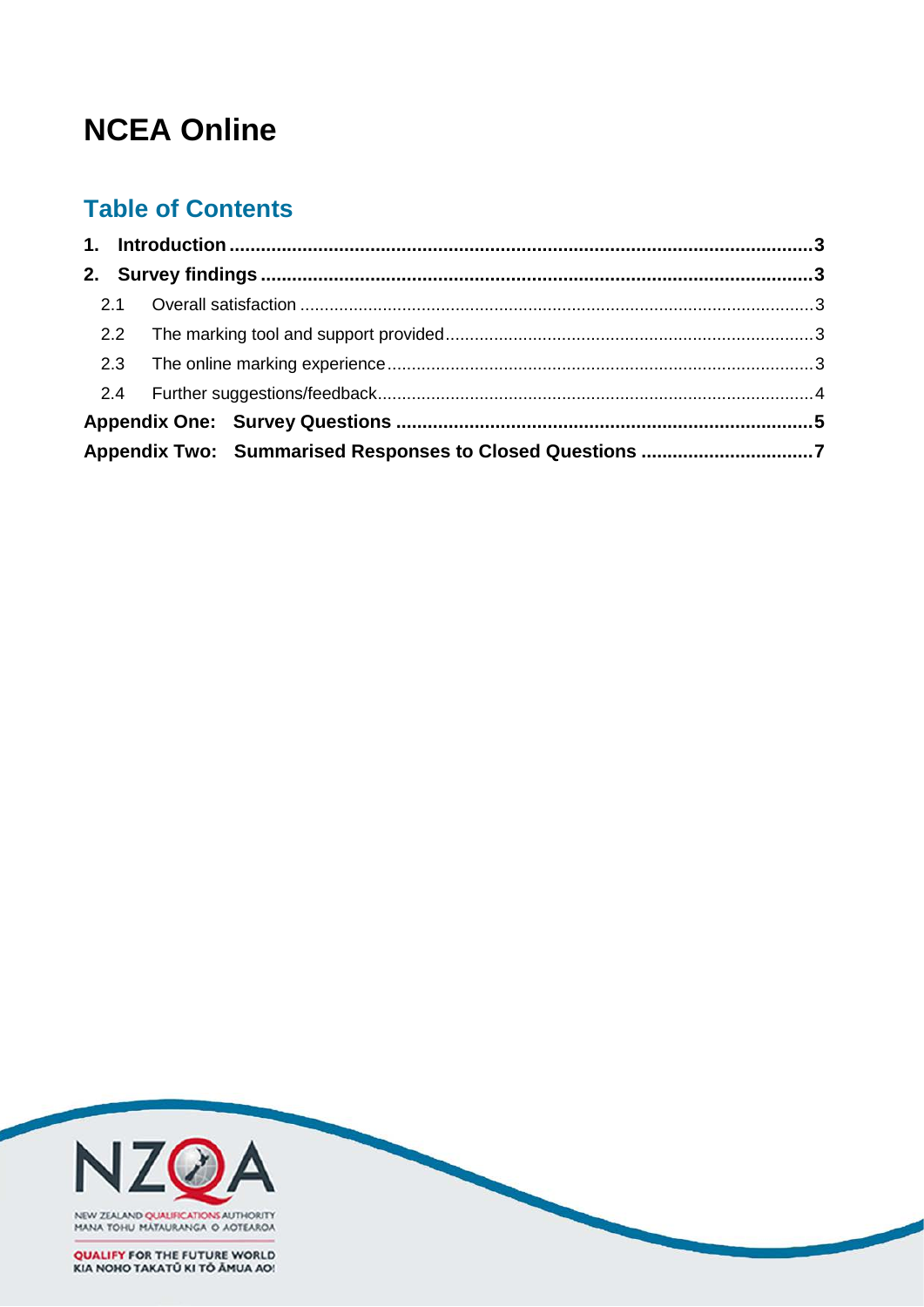# NCEA Online

## Table of Contents

**1. Introduction** .......... **3**

**2. Survey findings** .......... **3**

- 2.1 Overall satisfaction .......... 3
- 2.2 The marking tool and support provided .......... 3
- 2.3 The online marking experience .......... 3
- 2.4 Further suggestions/feedback .......... 4

**Appendix One: Survey Questions** .......... **5**

**Appendix Two: Summarised Responses to Closed Questions** .......... **7**

NZQA

NEW ZEALAND QUALIFICATIONS AUTHORITY
MANA TOHU MĀTAURANGA O AOTEAROA

QUALIFY FOR THE FUTURE WORLD
KIA NOHO TAKATŪ KI TŌ ĀMUA AO!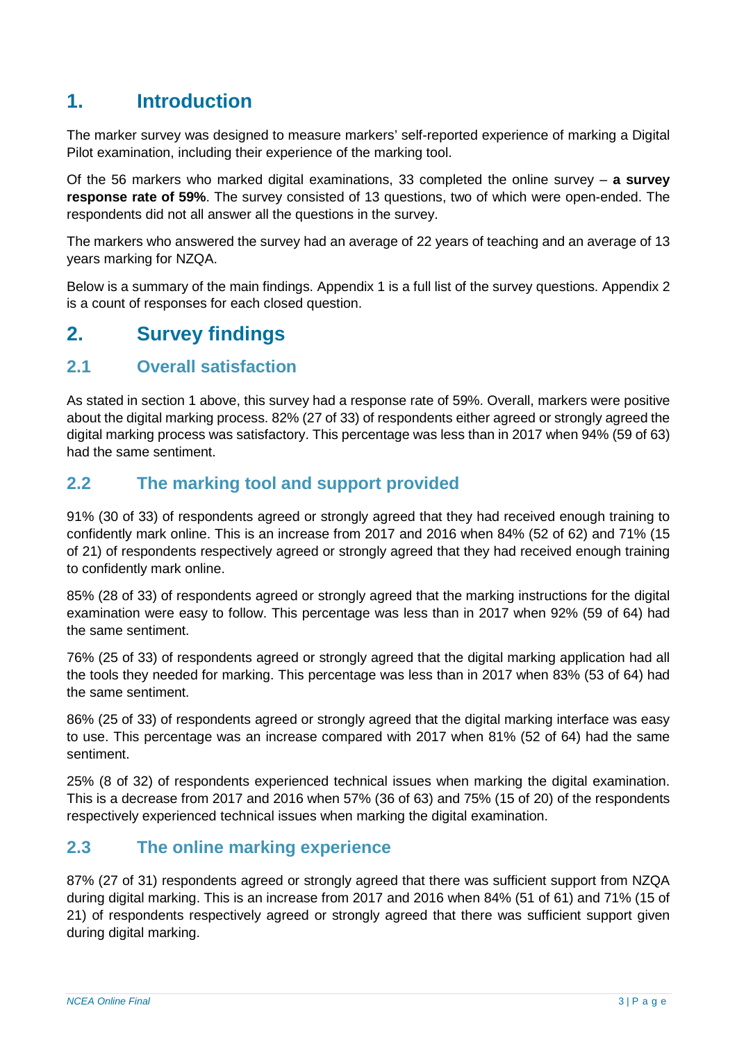# 1. Introduction

The marker survey was designed to measure markers' self-reported experience of marking a Digital Pilot examination, including their experience of the marking tool.

Of the 56 markers who marked digital examinations, 33 completed the online survey – **a survey response rate of 59%**. The survey consisted of 13 questions, two of which were open-ended. The respondents did not all answer all the questions in the survey.

The markers who answered the survey had an average of 22 years of teaching and an average of 13 years marking for NZQA.

Below is a summary of the main findings. Appendix 1 is a full list of the survey questions. Appendix 2 is a count of responses for each closed question.

# 2. Survey findings

## 2.1 Overall satisfaction

As stated in section 1 above, this survey had a response rate of 59%. Overall, markers were positive about the digital marking process. 82% (27 of 33) of respondents either agreed or strongly agreed the digital marking process was satisfactory. This percentage was less than in 2017 when 94% (59 of 63) had the same sentiment.

## 2.2 The marking tool and support provided

91% (30 of 33) of respondents agreed or strongly agreed that they had received enough training to confidently mark online. This is an increase from 2017 and 2016 when 84% (52 of 62) and 71% (15 of 21) of respondents respectively agreed or strongly agreed that they had received enough training to confidently mark online.

85% (28 of 33) of respondents agreed or strongly agreed that the marking instructions for the digital examination were easy to follow. This percentage was less than in 2017 when 92% (59 of 64) had the same sentiment.

76% (25 of 33) of respondents agreed or strongly agreed that the digital marking application had all the tools they needed for marking. This percentage was less than in 2017 when 83% (53 of 64) had the same sentiment.

86% (25 of 33) of respondents agreed or strongly agreed that the digital marking interface was easy to use. This percentage was an increase compared with 2017 when 81% (52 of 64) had the same sentiment.

25% (8 of 32) of respondents experienced technical issues when marking the digital examination. This is a decrease from 2017 and 2016 when 57% (36 of 63) and 75% (15 of 20) of the respondents respectively experienced technical issues when marking the digital examination.

## 2.3 The online marking experience

87% (27 of 31) respondents agreed or strongly agreed that there was sufficient support from NZQA during digital marking. This is an increase from 2017 and 2016 when 84% (51 of 61) and 71% (15 of 21) of respondents respectively agreed or strongly agreed that there was sufficient support given during digital marking.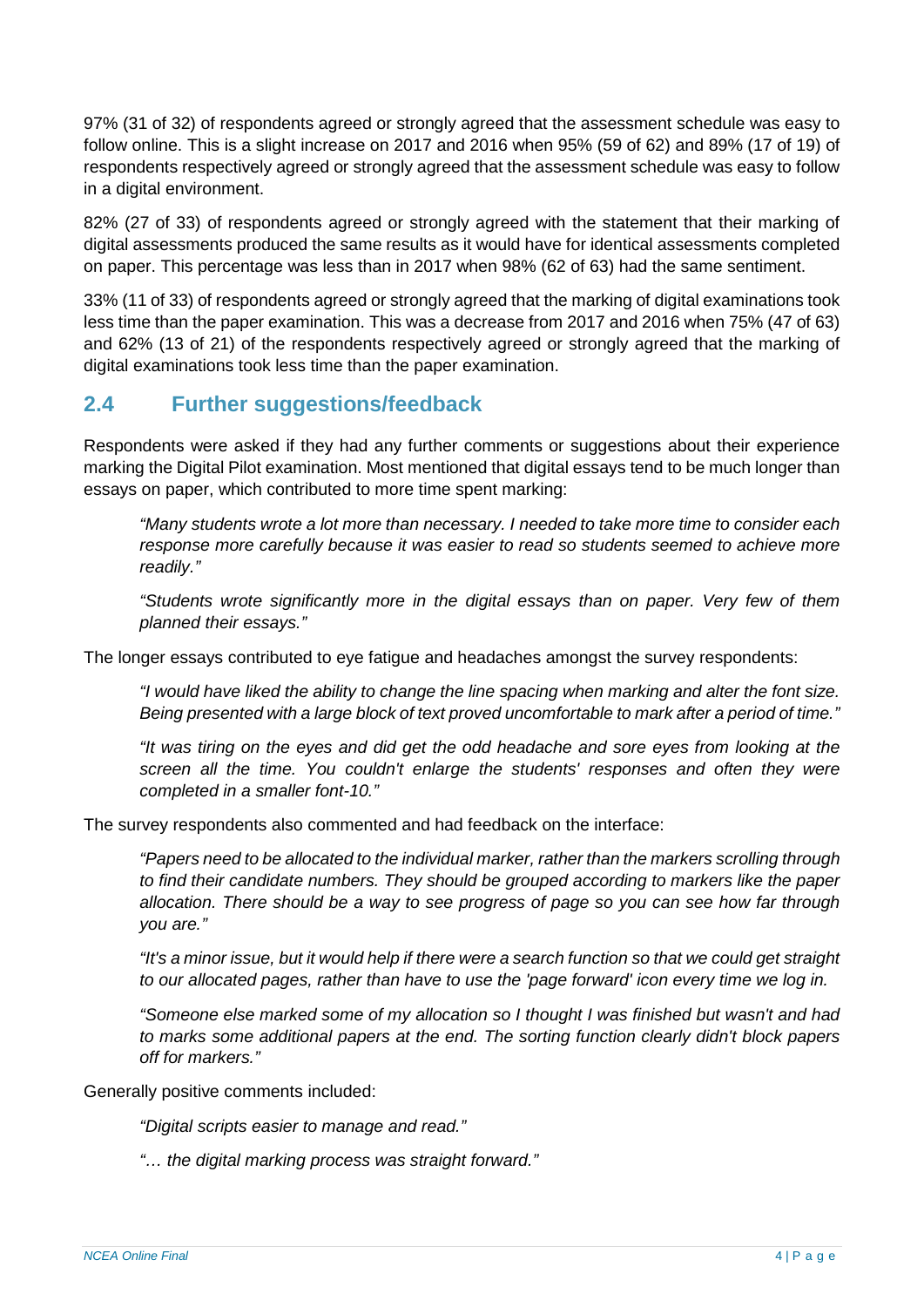97% (31 of 32) of respondents agreed or strongly agreed that the assessment schedule was easy to follow online. This is a slight increase on 2017 and 2016 when 95% (59 of 62) and 89% (17 of 19) of respondents respectively agreed or strongly agreed that the assessment schedule was easy to follow in a digital environment.

82% (27 of 33) of respondents agreed or strongly agreed with the statement that their marking of digital assessments produced the same results as it would have for identical assessments completed on paper. This percentage was less than in 2017 when 98% (62 of 63) had the same sentiment.

33% (11 of 33) of respondents agreed or strongly agreed that the marking of digital examinations took less time than the paper examination. This was a decrease from 2017 and 2016 when 75% (47 of 63) and 62% (13 of 21) of the respondents respectively agreed or strongly agreed that the marking of digital examinations took less time than the paper examination.

## 2.4 Further suggestions/feedback

Respondents were asked if they had any further comments or suggestions about their experience marking the Digital Pilot examination. Most mentioned that digital essays tend to be much longer than essays on paper, which contributed to more time spent marking:

> *"Many students wrote a lot more than necessary. I needed to take more time to consider each response more carefully because it was easier to read so students seemed to achieve more readily."*

> *"Students wrote significantly more in the digital essays than on paper. Very few of them planned their essays."*

The longer essays contributed to eye fatigue and headaches amongst the survey respondents:

> *"I would have liked the ability to change the line spacing when marking and alter the font size. Being presented with a large block of text proved uncomfortable to mark after a period of time."*

> *"It was tiring on the eyes and did get the odd headache and sore eyes from looking at the screen all the time. You couldn't enlarge the students' responses and often they were completed in a smaller font-10."*

The survey respondents also commented and had feedback on the interface:

> *"Papers need to be allocated to the individual marker, rather than the markers scrolling through to find their candidate numbers. They should be grouped according to markers like the paper allocation. There should be a way to see progress of page so you can see how far through you are."*

> *"It's a minor issue, but it would help if there were a search function so that we could get straight to our allocated pages, rather than have to use the 'page forward' icon every time we log in.*

> *"Someone else marked some of my allocation so I thought I was finished but wasn't and had to marks some additional papers at the end. The sorting function clearly didn't block papers off for markers."*

Generally positive comments included:

> *"Digital scripts easier to manage and read."*

> *"… the digital marking process was straight forward."*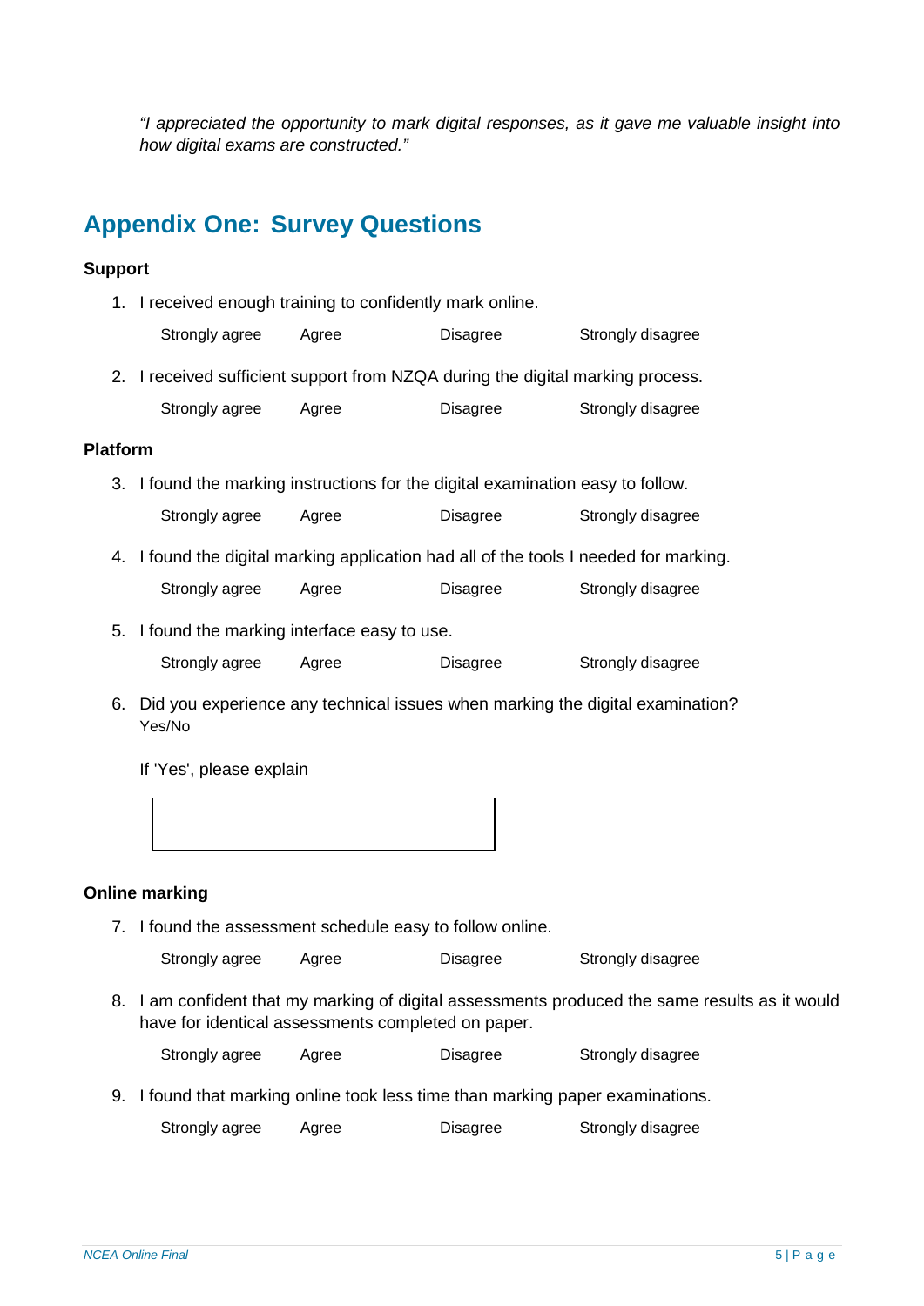*"I appreciated the opportunity to mark digital responses, as it gave me valuable insight into how digital exams are constructed."*

## Appendix One: Survey Questions

**Support**

1. I received enough training to confidently mark online.

   Strongly agree  Agree  Disagree  Strongly disagree

2. I received sufficient support from NZQA during the digital marking process.

   Strongly agree  Agree  Disagree  Strongly disagree

**Platform**

3. I found the marking instructions for the digital examination easy to follow.

   Strongly agree  Agree  Disagree  Strongly disagree

4. I found the digital marking application had all of the tools I needed for marking.

   Strongly agree  Agree  Disagree  Strongly disagree

5. I found the marking interface easy to use.

   Strongly agree  Agree  Disagree  Strongly disagree

6. Did you experience any technical issues when marking the digital examination?
   Yes/No

   If 'Yes', please explain

**Online marking**

7. I found the assessment schedule easy to follow online.

   Strongly agree  Agree  Disagree  Strongly disagree

8. I am confident that my marking of digital assessments produced the same results as it would have for identical assessments completed on paper.

   Strongly agree  Agree  Disagree  Strongly disagree

9. I found that marking online took less time than marking paper examinations.

   Strongly agree  Agree  Disagree  Strongly disagree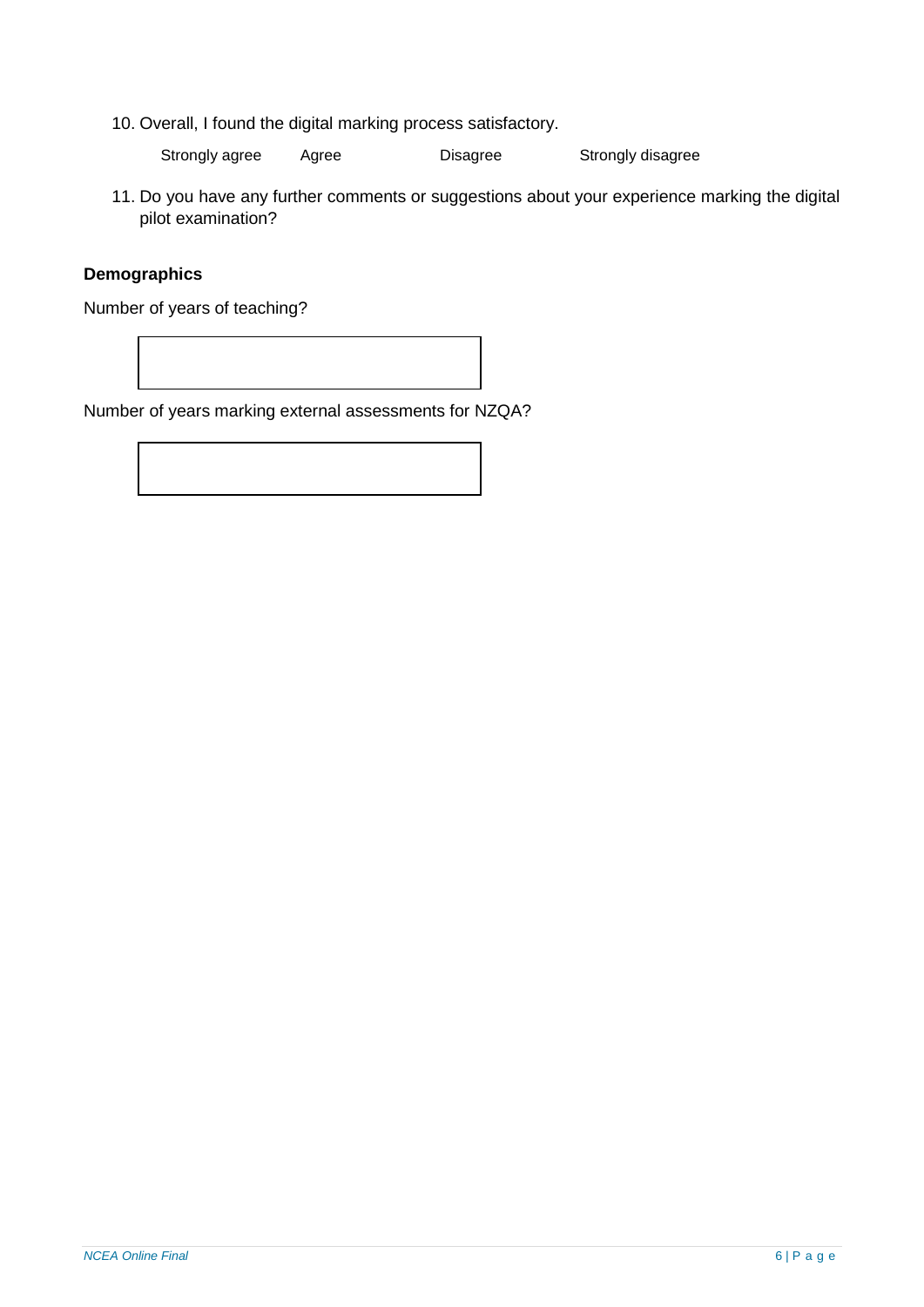10. Overall, I found the digital marking process satisfactory.

    Strongly agree      Agree      Disagree      Strongly disagree

11. Do you have any further comments or suggestions about your experience marking the digital pilot examination?

**Demographics**

Number of years of teaching?

Number of years marking external assessments for NZQA?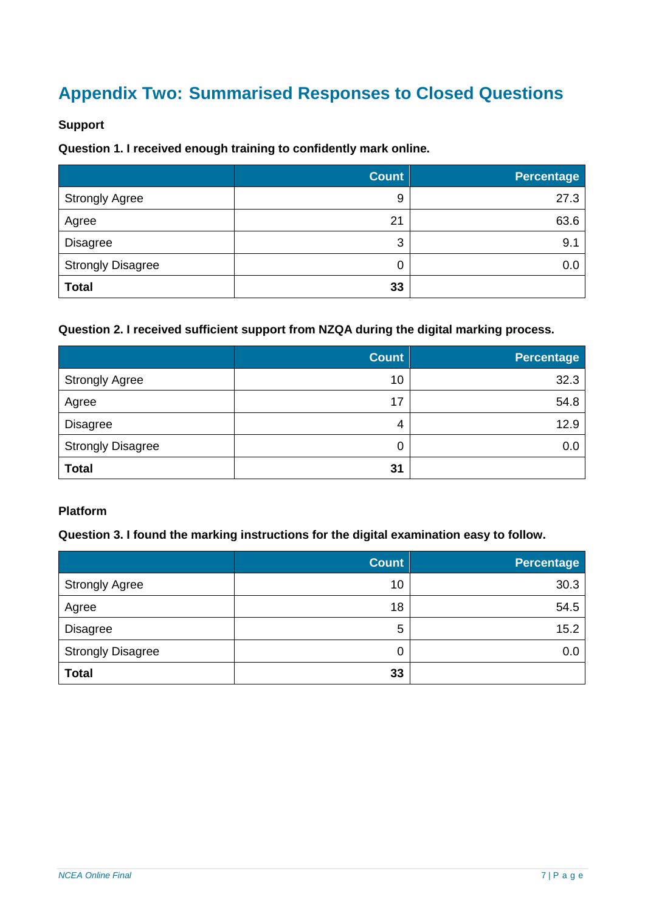# Appendix Two: Summarised Responses to Closed Questions

**Support**

**Question 1. I received enough training to confidently mark online.**

| | Count | Percentage |
|---|---:|---:|
| Strongly Agree | 9 | 27.3 |
| Agree | 21 | 63.6 |
| Disagree | 3 | 9.1 |
| Strongly Disagree | 0 | 0.0 |
| **Total** | **33** | |

**Question 2. I received sufficient support from NZQA during the digital marking process.**

| | Count | Percentage |
|---|---:|---:|
| Strongly Agree | 10 | 32.3 |
| Agree | 17 | 54.8 |
| Disagree | 4 | 12.9 |
| Strongly Disagree | 0 | 0.0 |
| **Total** | **31** | |

**Platform**

**Question 3. I found the marking instructions for the digital examination easy to follow.**

| | Count | Percentage |
|---|---:|---:|
| Strongly Agree | 10 | 30.3 |
| Agree | 18 | 54.5 |
| Disagree | 5 | 15.2 |
| Strongly Disagree | 0 | 0.0 |
| **Total** | **33** | |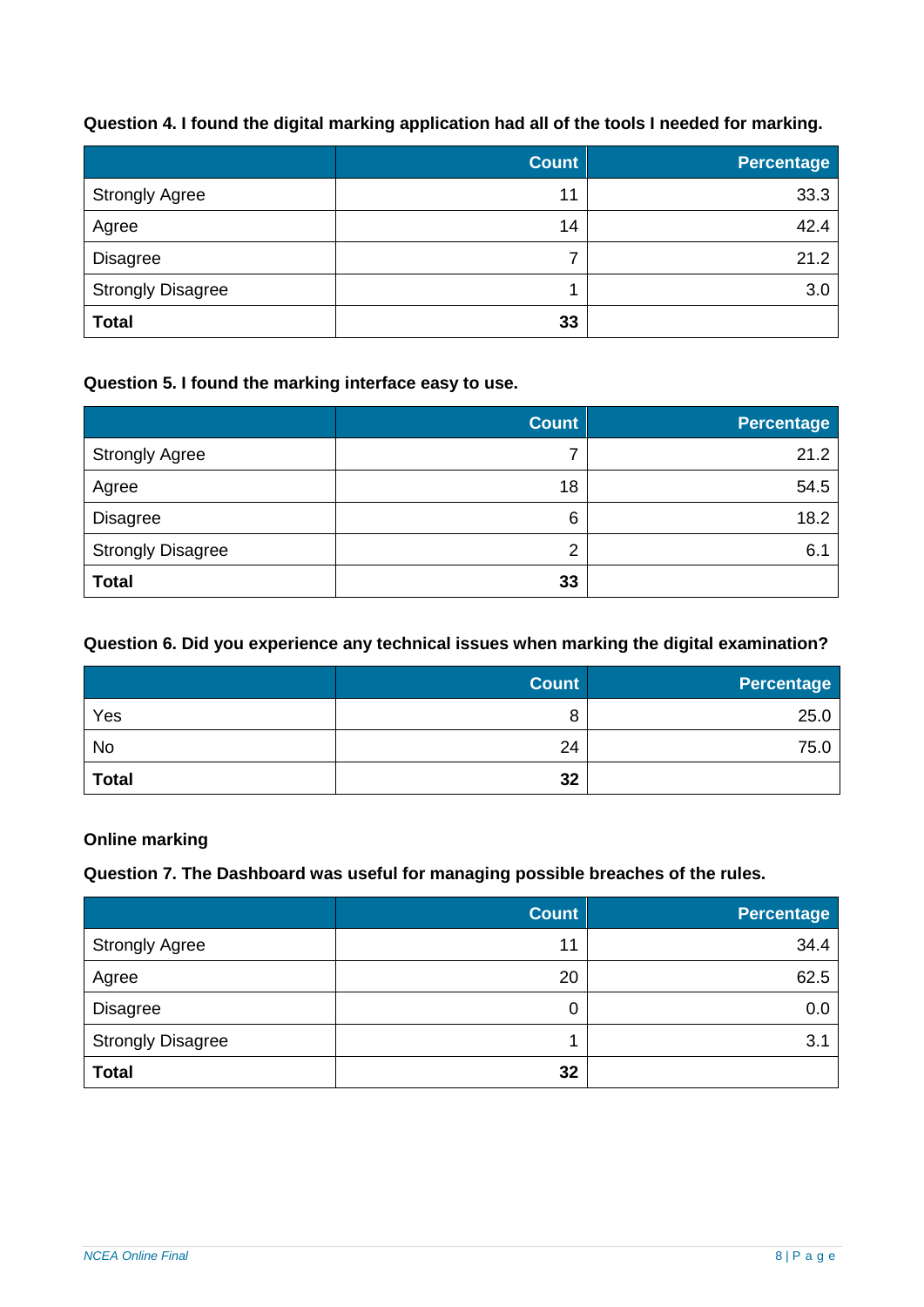**Question 4. I found the digital marking application had all of the tools I needed for marking.**

| | Count | Percentage |
|---|---|---|
| Strongly Agree | 11 | 33.3 |
| Agree | 14 | 42.4 |
| Disagree | 7 | 21.2 |
| Strongly Disagree | 1 | 3.0 |
| **Total** | **33** | |

**Question 5. I found the marking interface easy to use.**

| | Count | Percentage |
|---|---|---|
| Strongly Agree | 7 | 21.2 |
| Agree | 18 | 54.5 |
| Disagree | 6 | 18.2 |
| Strongly Disagree | 2 | 6.1 |
| **Total** | **33** | |

**Question 6. Did you experience any technical issues when marking the digital examination?**

| | Count | Percentage |
|---|---|---|
| Yes | 8 | 25.0 |
| No | 24 | 75.0 |
| **Total** | **32** | |

**Online marking**

**Question 7. The Dashboard was useful for managing possible breaches of the rules.**

| | Count | Percentage |
|---|---|---|
| Strongly Agree | 11 | 34.4 |
| Agree | 20 | 62.5 |
| Disagree | 0 | 0.0 |
| Strongly Disagree | 1 | 3.1 |
| **Total** | **32** | |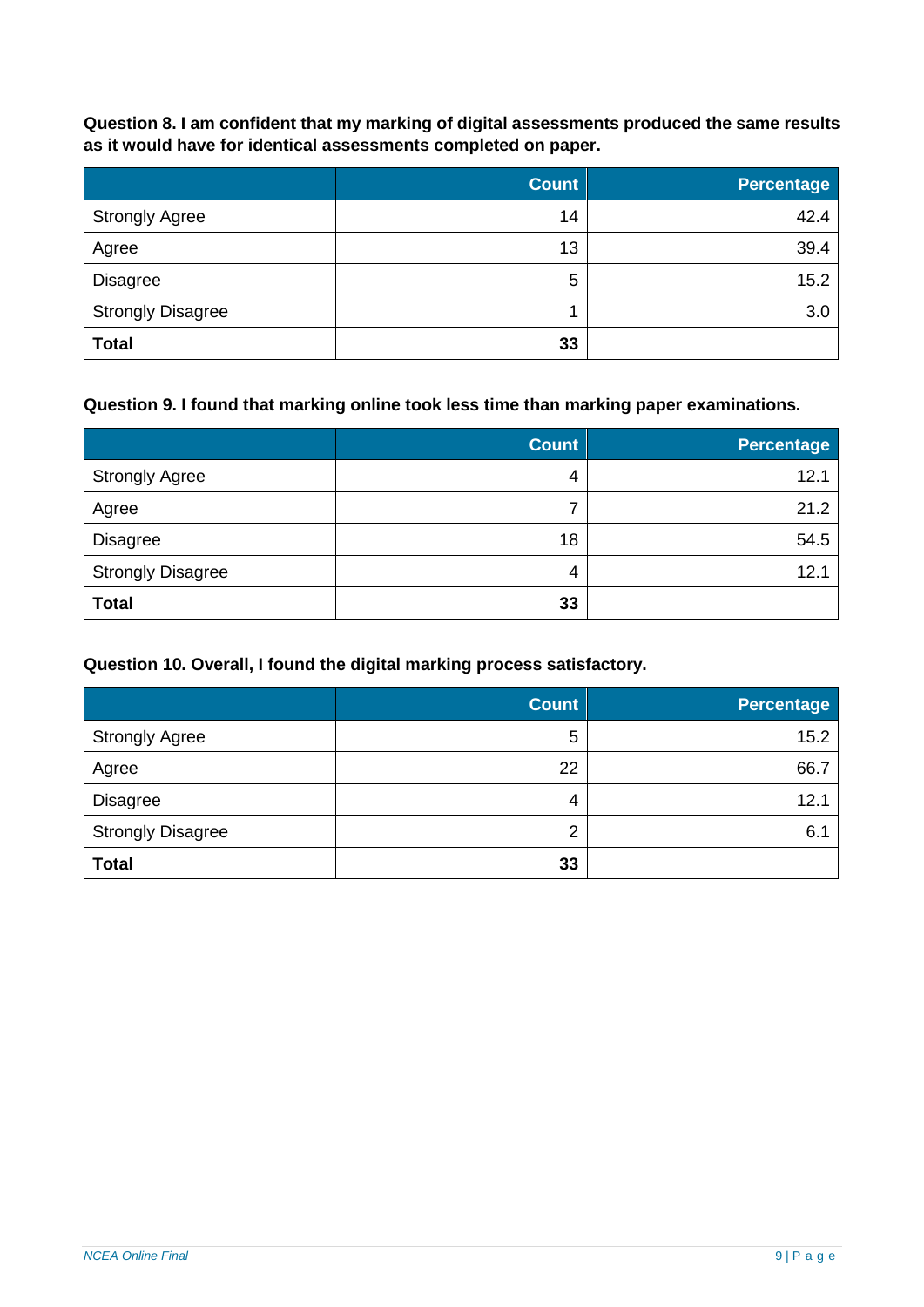**Question 8. I am confident that my marking of digital assessments produced the same results as it would have for identical assessments completed on paper.**

| | Count | Percentage |
|---|---|---|
| Strongly Agree | 14 | 42.4 |
| Agree | 13 | 39.4 |
| Disagree | 5 | 15.2 |
| Strongly Disagree | 1 | 3.0 |
| **Total** | **33** | |

**Question 9. I found that marking online took less time than marking paper examinations.**

| | Count | Percentage |
|---|---|---|
| Strongly Agree | 4 | 12.1 |
| Agree | 7 | 21.2 |
| Disagree | 18 | 54.5 |
| Strongly Disagree | 4 | 12.1 |
| **Total** | **33** | |

**Question 10. Overall, I found the digital marking process satisfactory.**

| | Count | Percentage |
|---|---|---|
| Strongly Agree | 5 | 15.2 |
| Agree | 22 | 66.7 |
| Disagree | 4 | 12.1 |
| Strongly Disagree | 2 | 6.1 |
| **Total** | **33** | |